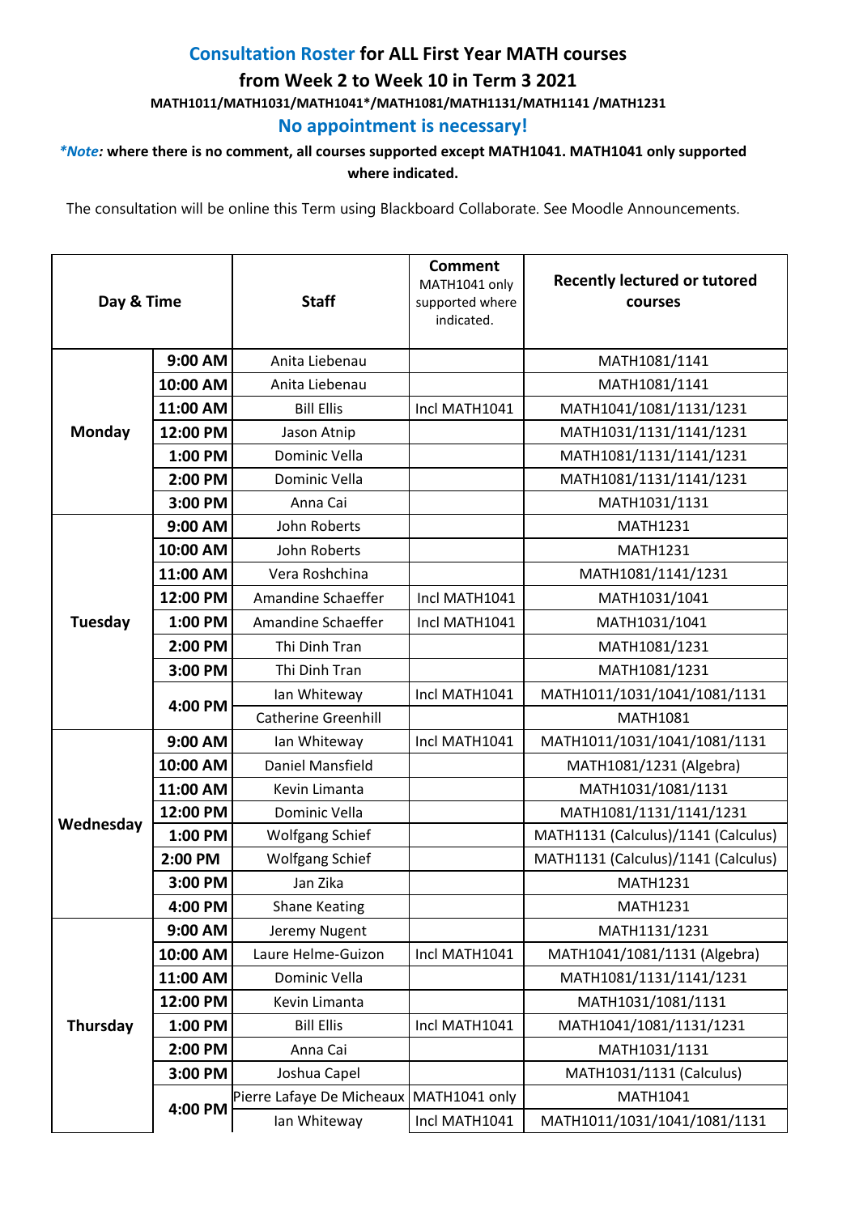## Consultation Roster for ALL First Year MATH courses

## from Week 2 to Week 10 in Term 3 2021

**MATH1011/MATH1031/MATH1041*/MATH1081/MATH1131/MATH1141 /MATH1231**

### No appointment is necessary!

***Note:* where there is no comment, all courses supported except MATH1041. MATH1041 only supported where indicated.**

The consultation will be online this Term using Blackboard Collaborate. See Moodle Announcements.

| Day & Time | | Staff | Comment MATH1041 only supported where indicated. | Recently lectured or tutored courses |
|---|---|---|---|---|
| Monday | 9:00 AM | Anita Liebenau | | MATH1081/1141 |
| | 10:00 AM | Anita Liebenau | | MATH1081/1141 |
| | 11:00 AM | Bill Ellis | Incl MATH1041 | MATH1041/1081/1131/1231 |
| | 12:00 PM | Jason Atnip | | MATH1031/1131/1141/1231 |
| | 1:00 PM | Dominic Vella | | MATH1081/1131/1141/1231 |
| | 2:00 PM | Dominic Vella | | MATH1081/1131/1141/1231 |
| | 3:00 PM | Anna Cai | | MATH1031/1131 |
| Tuesday | 9:00 AM | John Roberts | | MATH1231 |
| | 10:00 AM | John Roberts | | MATH1231 |
| | 11:00 AM | Vera Roshchina | | MATH1081/1141/1231 |
| | 12:00 PM | Amandine Schaeffer | Incl MATH1041 | MATH1031/1041 |
| | 1:00 PM | Amandine Schaeffer | Incl MATH1041 | MATH1031/1041 |
| | 2:00 PM | Thi Dinh Tran | | MATH1081/1231 |
| | 3:00 PM | Thi Dinh Tran | | MATH1081/1231 |
| | 4:00 PM | Ian Whiteway | Incl MATH1041 | MATH1011/1031/1041/1081/1131 |
| | | Catherine Greenhill | | MATH1081 |
| Wednesday | 9:00 AM | Ian Whiteway | Incl MATH1041 | MATH1011/1031/1041/1081/1131 |
| | 10:00 AM | Daniel Mansfield | | MATH1081/1231 (Algebra) |
| | 11:00 AM | Kevin Limanta | | MATH1031/1081/1131 |
| | 12:00 PM | Dominic Vella | | MATH1081/1131/1141/1231 |
| | 1:00 PM | Wolfgang Schief | | MATH1131 (Calculus)/1141 (Calculus) |
| | 2:00 PM | Wolfgang Schief | | MATH1131 (Calculus)/1141 (Calculus) |
| | 3:00 PM | Jan Zika | | MATH1231 |
| | 4:00 PM | Shane Keating | | MATH1231 |
| Thursday | 9:00 AM | Jeremy Nugent | | MATH1131/1231 |
| | 10:00 AM | Laure Helme-Guizon | Incl MATH1041 | MATH1041/1081/1131 (Algebra) |
| | 11:00 AM | Dominic Vella | | MATH1081/1131/1141/1231 |
| | 12:00 PM | Kevin Limanta | | MATH1031/1081/1131 |
| | 1:00 PM | Bill Ellis | Incl MATH1041 | MATH1041/1081/1131/1231 |
| | 2:00 PM | Anna Cai | | MATH1031/1131 |
| | 3:00 PM | Joshua Capel | | MATH1031/1131 (Calculus) |
| | 4:00 PM | Pierre Lafaye De Micheaux | MATH1041 only | MATH1041 |
| | | Ian Whiteway | Incl MATH1041 | MATH1011/1031/1041/1081/1131 |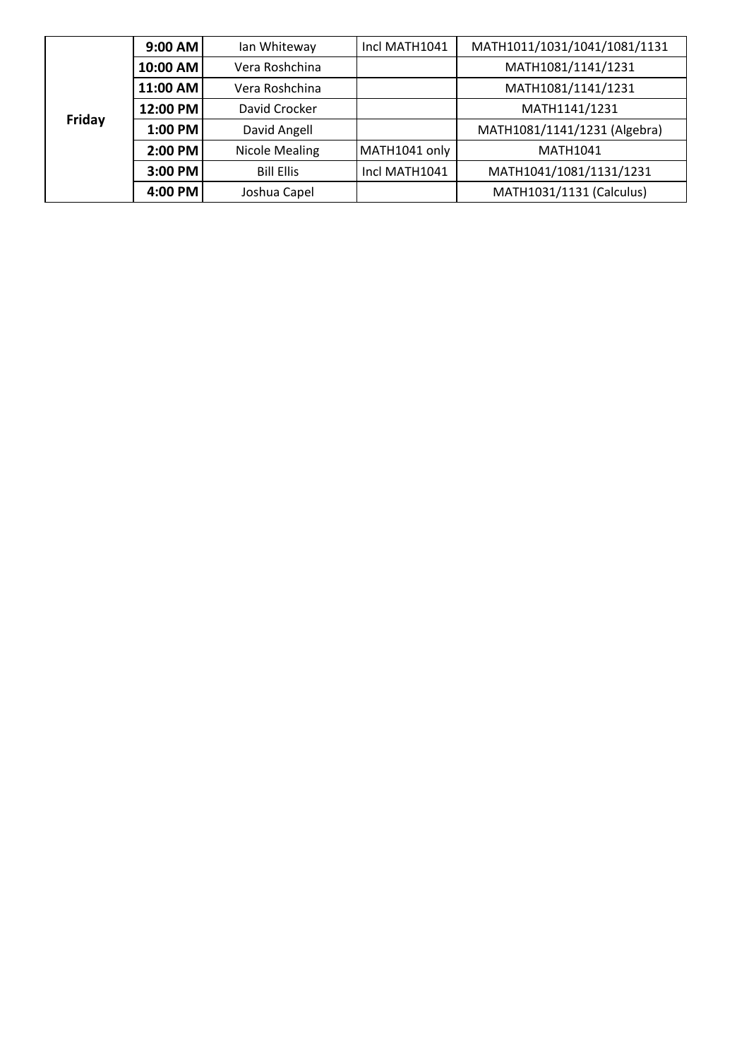| | | | | |
|---|---|---|---|---|
| **Friday** | **9:00 AM** | Ian Whiteway | Incl MATH1041 | MATH1011/1031/1041/1081/1131 |
| | **10:00 AM** | Vera Roshchina | | MATH1081/1141/1231 |
| | **11:00 AM** | Vera Roshchina | | MATH1081/1141/1231 |
| | **12:00 PM** | David Crocker | | MATH1141/1231 |
| | **1:00 PM** | David Angell | | MATH1081/1141/1231 (Algebra) |
| | **2:00 PM** | Nicole Mealing | MATH1041 only | MATH1041 |
| | **3:00 PM** | Bill Ellis | Incl MATH1041 | MATH1041/1081/1131/1231 |
| | **4:00 PM** | Joshua Capel | | MATH1031/1131 (Calculus) |